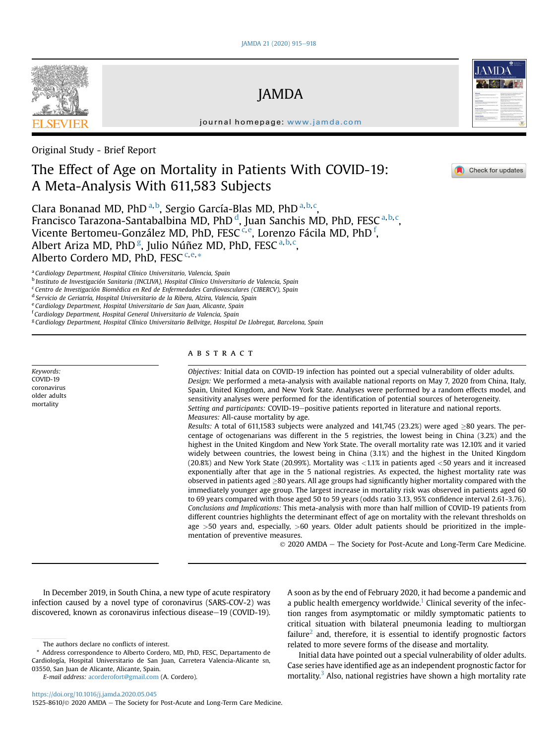Original Study - Brief Report

# The Effect of Age on Mortality in Patients With COVID-19: A Meta-Analysis With 611,583 Subjects

Clara Bonanad MD, PhD [a,b], Sergio García-Blas MD, PhD [a,b,c], Francisco Tarazona-Santabalbina MD, PhD [d], Juan Sanchis MD, PhD, FESC [a,b,c], Vicente Bertomeu-González MD, PhD, FESC [c,e], Lorenzo Fácila MD, PhD [f], Albert Ariza MD, PhD [g], Julio Núñez MD, PhD, FESC [a,b,c], Alberto Cordero MD, PhD, FESC [c,e,*]

[a] Cardiology Department, Hospital Clínico Universitario, Valencia, Spain
[b] Instituto de Investigación Sanitaria (INCLIVA), Hospital Clínico Universitario de Valencia, Spain
[c] Centro de Investigación Biomédica en Red de Enfermedades Cardiovasculares (CIBERCV), Spain
[d] Servicio de Geriatría, Hospital Universitario de la Ribera, Alzira, Valencia, Spain
[e] Cardiology Department, Hospital Universitario de San Juan, Alicante, Spain
[f] Cardiology Department, Hospital General Universitario de Valencia, Spain
[g] Cardiology Department, Hospital Clínico Universitario Bellvitge, Hospital De Llobregat, Barcelona, Spain

*Keywords:*
COVID-19
coronavirus
older adults
mortality

## ABSTRACT

*Objectives:* Initial data on COVID-19 infection has pointed out a special vulnerability of older adults.
*Design:* We performed a meta-analysis with available national reports on May 7, 2020 from China, Italy, Spain, United Kingdom, and New York State. Analyses were performed by a random effects model, and sensitivity analyses were performed for the identification of potential sources of heterogeneity.
*Setting and participants:* COVID-19–positive patients reported in literature and national reports.
*Measures:* All-cause mortality by age.
*Results:* A total of 611,1583 subjects were analyzed and 141,745 (23.2%) were aged ≥80 years. The percentage of octogenarians was different in the 5 registries, the lowest being in China (3.2%) and the highest in the United Kingdom and New York State. The overall mortality rate was 12.10% and it varied widely between countries, the lowest being in China (3.1%) and the highest in the United Kingdom (20.8%) and New York State (20.99%). Mortality was <1.1% in patients aged <50 years and it increased exponentially after that age in the 5 national registries. As expected, the highest mortality rate was observed in patients aged ≥80 years. All age groups had significantly higher mortality compared with the immediately younger age group. The largest increase in mortality risk was observed in patients aged 60 to 69 years compared with those aged 50 to 59 years (odds ratio 3.13, 95% confidence interval 2.61-3.76).
*Conclusions and Implications:* This meta-analysis with more than half million of COVID-19 patients from different countries highlights the determinant effect of age on mortality with the relevant thresholds on age >50 years and, especially, >60 years. Older adult patients should be prioritized in the implementation of preventive measures.

© 2020 AMDA – The Society for Post-Acute and Long-Term Care Medicine.

In December 2019, in South China, a new type of acute respiratory infection caused by a novel type of coronavirus (SARS-COV-2) was discovered, known as coronavirus infectious disease–19 (COVID-19). A soon as by the end of February 2020, it had become a pandemic and a public health emergency worldwide.[1] Clinical severity of the infection ranges from asymptomatic or mildly symptomatic patients to critical situation with bilateral pneumonia leading to multiorgan failure[2] and, therefore, it is essential to identify prognostic factors related to more severe forms of the disease and mortality.

Initial data have pointed out a special vulnerability of older adults. Case series have identified age as an independent prognostic factor for mortality.[3] Also, national registries have shown a high mortality rate

The authors declare no conflicts of interest.
* Address correspondence to Alberto Cordero, MD, PhD, FESC, Departamento de Cardiología, Hospital Universitario de San Juan, Carretera Valencia-Alicante sn, 03550, San Juan de Alicante, Alicante, Spain.
*E-mail address:* acorderofort@gmail.com (A. Cordero).

https://doi.org/10.1016/j.jamda.2020.05.045
1525-8610/© 2020 AMDA – The Society for Post-Acute and Long-Term Care Medicine.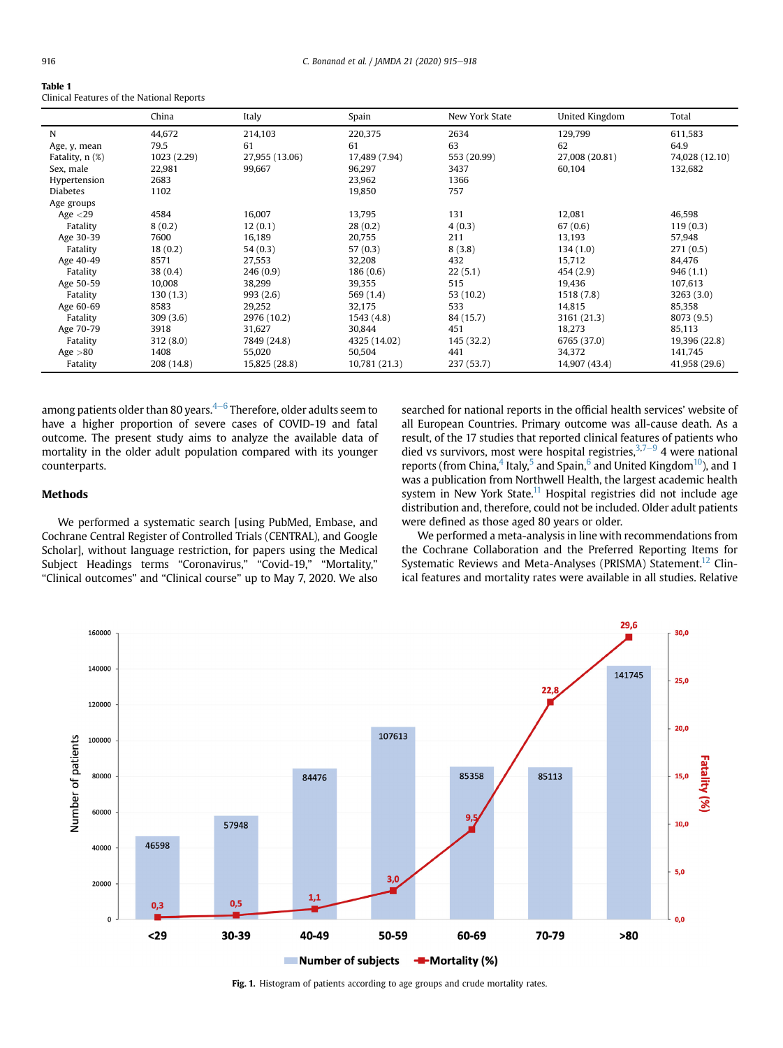**Table 1**
Clinical Features of the National Reports

| | China | Italy | Spain | New York State | United Kingdom | Total |
|---|---|---|---|---|---|---|
| N | 44,672 | 214,103 | 220,375 | 2634 | 129,799 | 611,583 |
| Age, y, mean | 79.5 | 61 | 61 | 63 | 62 | 64.9 |
| Fatality, n (%) | 1023 (2.29) | 27,955 (13.06) | 17,489 (7.94) | 553 (20.99) | 27,008 (20.81) | 74,028 (12.10) |
| Sex, male | 22,981 | 99,667 | 96,297 | 3437 | 60,104 | 132,682 |
| Hypertension | 2683 | | 23,962 | 1366 | | |
| Diabetes | 1102 | | 19,850 | 757 | | |
| Age groups | | | | | | |
| Age <29 | 4584 | 16,007 | 13,795 | 131 | 12,081 | 46,598 |
| Fatality | 8 (0.2) | 12 (0.1) | 28 (0.2) | 4 (0.3) | 67 (0.6) | 119 (0.3) |
| Age 30-39 | 7600 | 16,189 | 20,755 | 211 | 13,193 | 57,948 |
| Fatality | 18 (0.2) | 54 (0.3) | 57 (0.3) | 8 (3.8) | 134 (1.0) | 271 (0.5) |
| Age 40-49 | 8571 | 27,553 | 32,208 | 432 | 15,712 | 84,476 |
| Fatality | 38 (0.4) | 246 (0.9) | 186 (0.6) | 22 (5.1) | 454 (2.9) | 946 (1.1) |
| Age 50-59 | 10,008 | 38,299 | 39,355 | 515 | 19,436 | 107,613 |
| Fatality | 130 (1.3) | 993 (2.6) | 569 (1.4) | 53 (10.2) | 1518 (7.8) | 3263 (3.0) |
| Age 60-69 | 8583 | 29,252 | 32,175 | 533 | 14,815 | 85,358 |
| Fatality | 309 (3.6) | 2976 (10.2) | 1543 (4.8) | 84 (15.7) | 3161 (21.3) | 8073 (9.5) |
| Age 70-79 | 3918 | 31,627 | 30,844 | 451 | 18,273 | 85,113 |
| Fatality | 312 (8.0) | 7849 (24.8) | 4325 (14.02) | 145 (32.2) | 6765 (37.0) | 19,396 (22.8) |
| Age >80 | 1408 | 55,020 | 50,504 | 441 | 34,372 | 141,745 |
| Fatality | 208 (14.8) | 15,825 (28.8) | 10,781 (21.3) | 237 (53.7) | 14,907 (43.4) | 41,958 (29.6) |

among patients older than 80 years.[4–6] Therefore, older adults seem to have a higher proportion of severe cases of COVID-19 and fatal outcome. The present study aims to analyze the available data of mortality in the older adult population compared with its younger counterparts.

## Methods

We performed a systematic search [using PubMed, Embase, and Cochrane Central Register of Controlled Trials (CENTRAL), and Google Scholar], without language restriction, for papers using the Medical Subject Headings terms "Coronavirus," "Covid-19," "Mortality," "Clinical outcomes" and "Clinical course" up to May 7, 2020. We also searched for national reports in the official health services' website of all European Countries. Primary outcome was all-cause death. As a result, of the 17 studies that reported clinical features of patients who died vs survivors, most were hospital registries,[3,7–9] 4 were national reports (from China,[4] Italy,[5] and Spain,[6] and United Kingdom[10]), and 1 was a publication from Northwell Health, the largest academic health system in New York State.[11] Hospital registries did not include age distribution and, therefore, could not be included. Older adult patients were defined as those aged 80 years or older.

We performed a meta-analysis in line with recommendations from the Cochrane Collaboration and the Preferred Reporting Items for Systematic Reviews and Meta-Analyses (PRISMA) Statement.[12] Clinical features and mortality rates were available in all studies. Relative

**Fig. 1.** Histogram of patients according to age groups and crude mortality rates.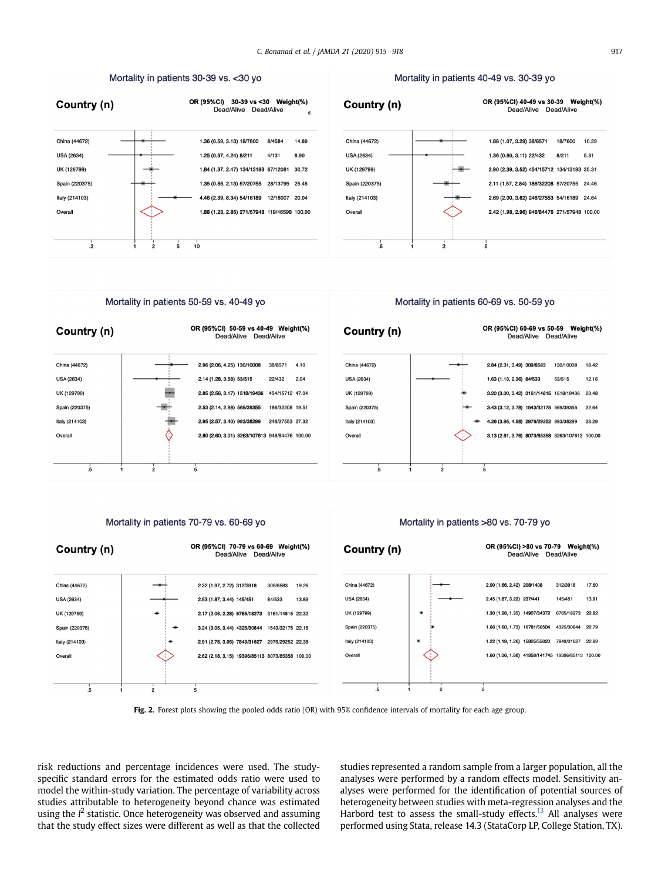**Mortality in patients 30-39 vs. <30 yo**

| Country (n) | OR (95%CI) | 30-39 Dead/Alive | <30 Dead/Alive | Weight(%) |
|---|---|---|---|---|
| China (44672) | 1.36 (0.59, 3.13) | 18/7600 | 8/4584 | 14.89 |
| USA (2634) | 1.25 (0.37, 4.24) | 8/211 | 4/131 | 8.90 |
| UK (129799) | 1.84 (1.37, 2.47) | 134/13193 | 67/12081 | 30.72 |
| Spain (220375) | 1.35 (0.86, 2.13) | 57/20755 | 28/13795 | 25.45 |
| Italy (214103) | 4.46 (2.39, 8.34) | 54/16189 | 12/16007 | 20.04 |
| Overall | 1.88 (1.23, 2.85) | 271/57948 | 119/46598 | 100.00 |

**Mortality in patients 40-49 vs. 30-39 yo**

| Country (n) | OR (95%CI) | 40-49 Dead/Alive | 30-39 Dead/Alive | Weight(%) |
|---|---|---|---|---|
| China (44672) | 1.88 (1.07, 3.29) | 38/8571 | 18/7600 | 10.29 |
| USA (2634) | 1.36 (0.60, 3.11) | 22/432 | 8/211 | 5.31 |
| UK (129799) | 2.90 (2.39, 3.52) | 454/15712 | 134/13193 | 35.31 |
| Spain (220375) | 2.11 (1.57, 2.84) | 186/32208 | 57/20755 | 24.46 |
| Italy (214103) | 2.69 (2.00, 3.62) | 246/27553 | 54/16189 | 24.64 |
| Overall | 2.42 (1.98, 2.96) | 946/84476 | 271/57948 | 100.00 |

**Mortality in patients 50-59 vs. 40-49 yo**

| Country (n) | OR (95%CI) | 50-59 Dead/Alive | 40-49 Dead/Alive | Weight(%) |
|---|---|---|---|---|
| China (44672) | 2.96 (2.06, 4.25) | 130/10008 | 38/8571 | 4.10 |
| USA (2634) | 2.14 (1.28, 3.58) | 53/515 | 22/432 | 2.04 |
| UK (129799) | 2.85 (2.56, 3.17) | 1518/19436 | 454/15712 | 47.04 |
| Spain (220375) | 2.53 (2.14, 2.98) | 569/39355 | 186/32208 | 19.51 |
| Italy (214103) | 2.95 (2.57, 3.40) | 993/38299 | 246/27553 | 27.32 |
| Overall | 2.80 (2.60, 3.01) | 3263/107613 | 946/84476 | 100.00 |

**Mortality in patients 60-69 vs. 50-59 yo**

| Country (n) | OR (95%CI) | 60-69 Dead/Alive | 50-59 Dead/Alive | Weight(%) |
|---|---|---|---|---|
| China (44672) | 2.84 (2.31, 3.49) | 309/8583 | 130/10008 | 18.42 |
| USA (2634) | 1.63 (1.13, 2.36) | 84/533 | 53/515 | 12.16 |
| UK (129799) | 3.20 (3.00, 3.42) | 3161/14815 | 1518/19436 | 23.48 |
| Spain (220375) | 3.43 (3.12, 3.78) | 1543/32175 | 569/39355 | 22.64 |
| Italy (214103) | 4.26 (3.95, 4.58) | 2976/29252 | 993/38299 | 23.29 |
| Overall | 3.13 (2.61, 3.76) | 8073/85358 | 3263/107613 | 100.00 |

**Mortality in patients 70-79 vs. 60-69 yo**

| Country (n) | OR (95%CI) | 70-79 Dead/Alive | 60-69 Dead/Alive | Weight(%) |
|---|---|---|---|---|
| China (44672) | 2.32 (1.97, 2.72) | 312/3918 | 309/8583 | 19.26 |
| USA (2634) | 2.53 (1.87, 3.44) | 145/451 | 84/533 | 13.89 |
| UK (129799) | 2.17 (2.06, 2.28) | 6765/18273 | 3161/14815 | 22.32 |
| Spain (220375) | 3.24 (3.05, 3.44) | 4325/30844 | 1543/32175 | 22.15 |
| Italy (214103) | 2.91 (2.78, 3.05) | 7849/31627 | 2976/29252 | 22.38 |
| Overall | 2.62 (2.18, 3.15) | 19396/85113 | 8073/85358 | 100.00 |

**Mortality in patients >80 vs. 70-79 yo**

| Country (n) | OR (95%CI) | >80 Dead/Alive | 70-79 Dead/Alive | Weight(%) |
|---|---|---|---|---|
| China (44672) | 2.00 (1.66, 2.42) | 208/1408 | 312/3918 | 17.60 |
| USA (2634) | 2.45 (1.87, 3.22) | 237/441 | 145/451 | 13.91 |
| UK (129799) | 1.30 (1.26, 1.35) | 14907/34372 | 6765/18273 | 22.82 |
| Spain (220375) | 1.66 (1.60, 1.73) | 10781/50504 | 4325/30844 | 22.79 |
| Italy (214103) | 1.22 (1.19, 1.26) | 15825/55020 | 7849/31627 | 22.89 |
| Overall | 1.60 (1.36, 1.88) | 41958/141745 | 19396/85113 | 100.00 |

**Fig. 2.** Forest plots showing the pooled odds ratio (OR) with 95% confidence intervals of mortality for each age group.

risk reductions and percentage incidences were used. The study-specific standard errors for the estimated odds ratio were used to model the within-study variation. The percentage of variability across studies attributable to heterogeneity beyond chance was estimated using the $I^2$ statistic. Once heterogeneity was observed and assuming that the study effect sizes were different as well as that the collected studies represented a random sample from a larger population, all the analyses were performed by a random effects model. Sensitivity analyses were performed for the identification of potential sources of heterogeneity between studies with meta-regression analyses and the Harbord test to assess the small-study effects.[13] All analyses were performed using Stata, release 14.3 (StataCorp LP, College Station, TX).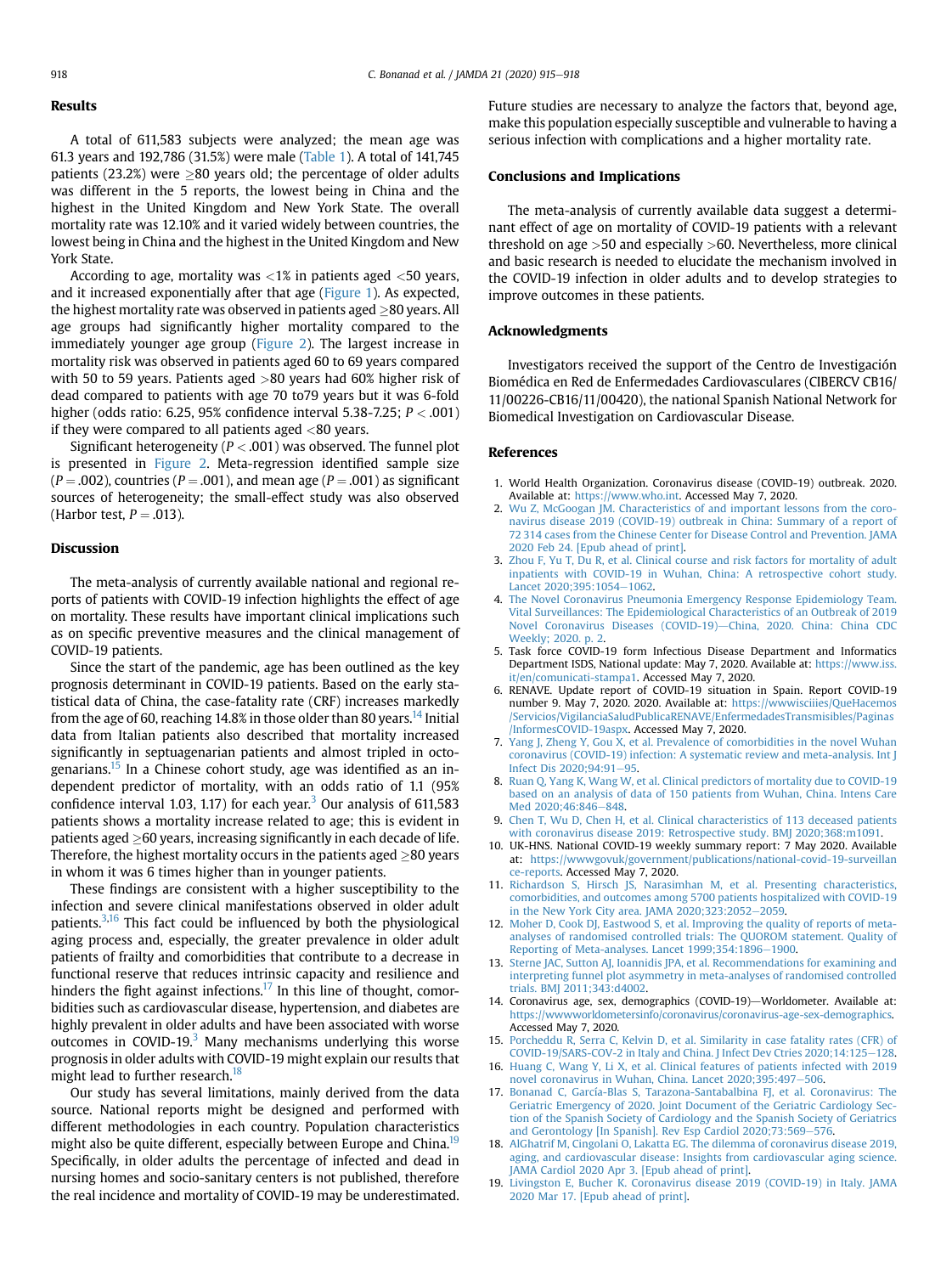## Results

A total of 611,583 subjects were analyzed; the mean age was 61.3 years and 192,786 (31.5%) were male (Table 1). A total of 141,745 patients (23.2%) were ≥80 years old; the percentage of older adults was different in the 5 reports, the lowest being in China and the highest in the United Kingdom and New York State. The overall mortality rate was 12.10% and it varied widely between countries, the lowest being in China and the highest in the United Kingdom and New York State.

According to age, mortality was <1% in patients aged <50 years, and it increased exponentially after that age (Figure 1). As expected, the highest mortality rate was observed in patients aged ≥80 years. All age groups had significantly higher mortality compared to the immediately younger age group (Figure 2). The largest increase in mortality risk was observed in patients aged 60 to 69 years compared with 50 to 59 years. Patients aged >80 years had 60% higher risk of dead compared to patients with age 70 to79 years but it was 6-fold higher (odds ratio: 6.25, 95% confidence interval 5.38-7.25; $P < .001$) if they were compared to all patients aged <80 years.

Significant heterogeneity ($P < .001$) was observed. The funnel plot is presented in Figure 2. Meta-regression identified sample size ($P = .002$), countries ($P = .001$), and mean age ($P = .001$) as significant sources of heterogeneity; the small-effect study was also observed (Harbor test, $P = .013$).

## Discussion

The meta-analysis of currently available national and regional reports of patients with COVID-19 infection highlights the effect of age on mortality. These results have important clinical implications such as on specific preventive measures and the clinical management of COVID-19 patients.

Since the start of the pandemic, age has been outlined as the key prognosis determinant in COVID-19 patients. Based on the early statistical data of China, the case-fatality rate (CRF) increases markedly from the age of 60, reaching 14.8% in those older than 80 years.[14] Initial data from Italian patients also described that mortality increased significantly in septuagenarian patients and almost tripled in octogenarians.[15] In a Chinese cohort study, age was identified as an independent predictor of mortality, with an odds ratio of 1.1 (95% confidence interval 1.03, 1.17) for each year.[3] Our analysis of 611,583 patients shows a mortality increase related to age; this is evident in patients aged ≥60 years, increasing significantly in each decade of life. Therefore, the highest mortality occurs in the patients aged ≥80 years in whom it was 6 times higher than in younger patients.

These findings are consistent with a higher susceptibility to the infection and severe clinical manifestations observed in older adult patients.[3,16] This fact could be influenced by both the physiological aging process and, especially, the greater prevalence in older adult patients of frailty and comorbidities that contribute to a decrease in functional reserve that reduces intrinsic capacity and resilience and hinders the fight against infections.[17] In this line of thought, comorbidities such as cardiovascular disease, hypertension, and diabetes are highly prevalent in older adults and have been associated with worse outcomes in COVID-19.[3] Many mechanisms underlying this worse prognosis in older adults with COVID-19 might explain our results that might lead to further research.[18]

Our study has several limitations, mainly derived from the data source. National reports might be designed and performed with different methodologies in each country. Population characteristics might also be quite different, especially between Europe and China.[19] Specifically, in older adults the percentage of infected and dead in nursing homes and socio-sanitary centers is not published, therefore the real incidence and mortality of COVID-19 may be underestimated. Future studies are necessary to analyze the factors that, beyond age, make this population especially susceptible and vulnerable to having a serious infection with complications and a higher mortality rate.

## Conclusions and Implications

The meta-analysis of currently available data suggest a determinant effect of age on mortality of COVID-19 patients with a relevant threshold on age >50 and especially >60. Nevertheless, more clinical and basic research is needed to elucidate the mechanism involved in the COVID-19 infection in older adults and to develop strategies to improve outcomes in these patients.

## Acknowledgments

Investigators received the support of the Centro de Investigación Biomédica en Red de Enfermedades Cardiovasculares (CIBERCV CB16/11/00226-CB16/11/00420), the national Spanish National Network for Biomedical Investigation on Cardiovascular Disease.

## References

1. World Health Organization. Coronavirus disease (COVID-19) outbreak. 2020. Available at: https://www.who.int. Accessed May 7, 2020.
2. Wu Z, McGoogan JM. Characteristics of and important lessons from the coronavirus disease 2019 (COVID-19) outbreak in China: Summary of a report of 72 314 cases from the Chinese Center for Disease Control and Prevention. JAMA 2020 Feb 24. [Epub ahead of print].
3. Zhou F, Yu T, Du R, et al. Clinical course and risk factors for mortality of adult inpatients with COVID-19 in Wuhan, China: A retrospective cohort study. Lancet 2020;395:1054–1062.
4. The Novel Coronavirus Pneumonia Emergency Response Epidemiology Team. Vital Surveillances: The Epidemiological Characteristics of an Outbreak of 2019 Novel Coronavirus Diseases (COVID-19)—China, 2020. China: China CDC Weekly; 2020. p. 2.
5. Task force COVID-19 form Infectious Disease Department and Informatics Department ISDS, National update: May 7, 2020. Available at: https://www.iss.it/en/comunicati-stampa1. Accessed May 7, 2020.
6. RENAVE. Update report of COVID-19 situation in Spain. Report COVID-19 number 9. May 7, 2020. 2020. Available at: https://wwwisciiies/QueHacemos/Servicios/VigilanciaSaludPublicaRENAVE/EnfermedadesTransmisibles/Paginas/InformesCOVID-19aspx. Accessed May 7, 2020.
7. Yang J, Zheng Y, Gou X, et al. Prevalence of comorbidities in the novel Wuhan coronavirus (COVID-19) infection: A systematic review and meta-analysis. Int J Infect Dis 2020;94:91–95.
8. Ruan Q, Yang K, Wang W, et al. Clinical predictors of mortality due to COVID-19 based on an analysis of data of 150 patients from Wuhan, China. Intens Care Med 2020;46:846–848.
9. Chen T, Wu D, Chen H, et al. Clinical characteristics of 113 deceased patients with coronavirus disease 2019: Retrospective study. BMJ 2020;368:m1091.
10. UK-HNS. National COVID-19 weekly summary report: 7 May 2020. Available at: https://wwwgovuk/government/publications/national-covid-19-surveillance-reports. Accessed May 7, 2020.
11. Richardson S, Hirsch JS, Narasimhan M, et al. Presenting characteristics, comorbidities, and outcomes among 5700 patients hospitalized with COVID-19 in the New York City area. JAMA 2020;323:2052–2059.
12. Moher D, Cook DJ, Eastwood S, et al. Improving the quality of reports of meta-analyses of randomised controlled trials: The QUOROM statement. Quality of Reporting of Meta-analyses. Lancet 1999;354:1896–1900.
13. Sterne JAC, Sutton AJ, Ioannidis JPA, et al. Recommendations for examining and interpreting funnel plot asymmetry in meta-analyses of randomised controlled trials. BMJ 2011;343:d4002.
14. Coronavirus age, sex, demographics (COVID-19)—Worldometer. Available at: https://wwwworldometersinfo/coronavirus/coronavirus-age-sex-demographics. Accessed May 7, 2020.
15. Porcheddu R, Serra C, Kelvin D, et al. Similarity in case fatality rates (CFR) of COVID-19/SARS-COV-2 in Italy and China. J Infect Dev Ctries 2020;14:125–128.
16. Huang C, Wang Y, Li X, et al. Clinical features of patients infected with 2019 novel coronavirus in Wuhan, China. Lancet 2020;395:497–506.
17. Bonanad C, García-Blas S, Tarazona-Santabalbina FJ, et al. Coronavirus: The Geriatric Emergency of 2020. Joint Document of the Geriatric Cardiology Section of the Spanish Society of Cardiology and the Spanish Society of Geriatrics and Gerontology [In Spanish]. Rev Esp Cardiol 2020;73:569–576.
18. AlGhatrif M, Cingolani O, Lakatta EG. The dilemma of coronavirus disease 2019, aging, and cardiovascular disease: Insights from cardiovascular aging science. JAMA Cardiol 2020 Apr 3. [Epub ahead of print].
19. Livingston E, Bucher K. Coronavirus disease 2019 (COVID-19) in Italy. JAMA 2020 Mar 17. [Epub ahead of print].